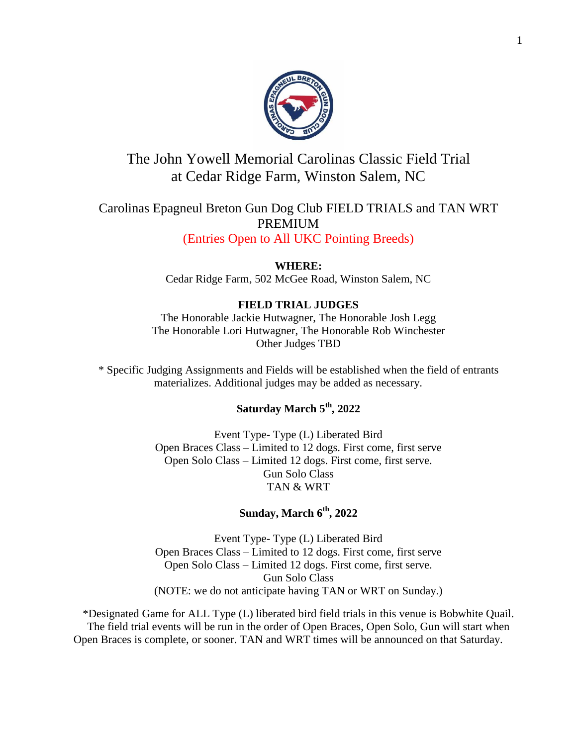# The John Yowell Memorial Carolinas Classic Field Trial at Cedar Ridge Farm, Winston Salem, NC

## Carolinas Epagneul Breton Gun Dog Club FIELD TRIALS and TAN WRT PREMIUM

(Entries Open to All UKC Pointing Breeds)

**WHERE:**

Cedar Ridge Farm, 502 McGee Road, Winston Salem, NC

**FIELD TRIAL JUDGES**

The Honorable Jackie Hutwagner, The Honorable Josh Legg
The Honorable Lori Hutwagner, The Honorable Rob Winchester
Other Judges TBD

\* Specific Judging Assignments and Fields will be established when the field of entrants materializes. Additional judges may be added as necessary.

**Saturday March 5th, 2022**

Event Type- Type (L) Liberated Bird
Open Braces Class – Limited to 12 dogs. First come, first serve
Open Solo Class – Limited 12 dogs. First come, first serve.
Gun Solo Class
TAN & WRT

**Sunday, March 6th, 2022**

Event Type- Type (L) Liberated Bird
Open Braces Class – Limited to 12 dogs. First come, first serve
Open Solo Class – Limited 12 dogs. First come, first serve.
Gun Solo Class
(NOTE: we do not anticipate having TAN or WRT on Sunday.)

*Designated Game for ALL Type (L) liberated bird field trials in this venue is Bobwhite Quail. The field trial events will be run in the order of Open Braces, Open Solo, Gun will start when Open Braces is complete, or sooner. TAN and WRT times will be announced on that Saturday.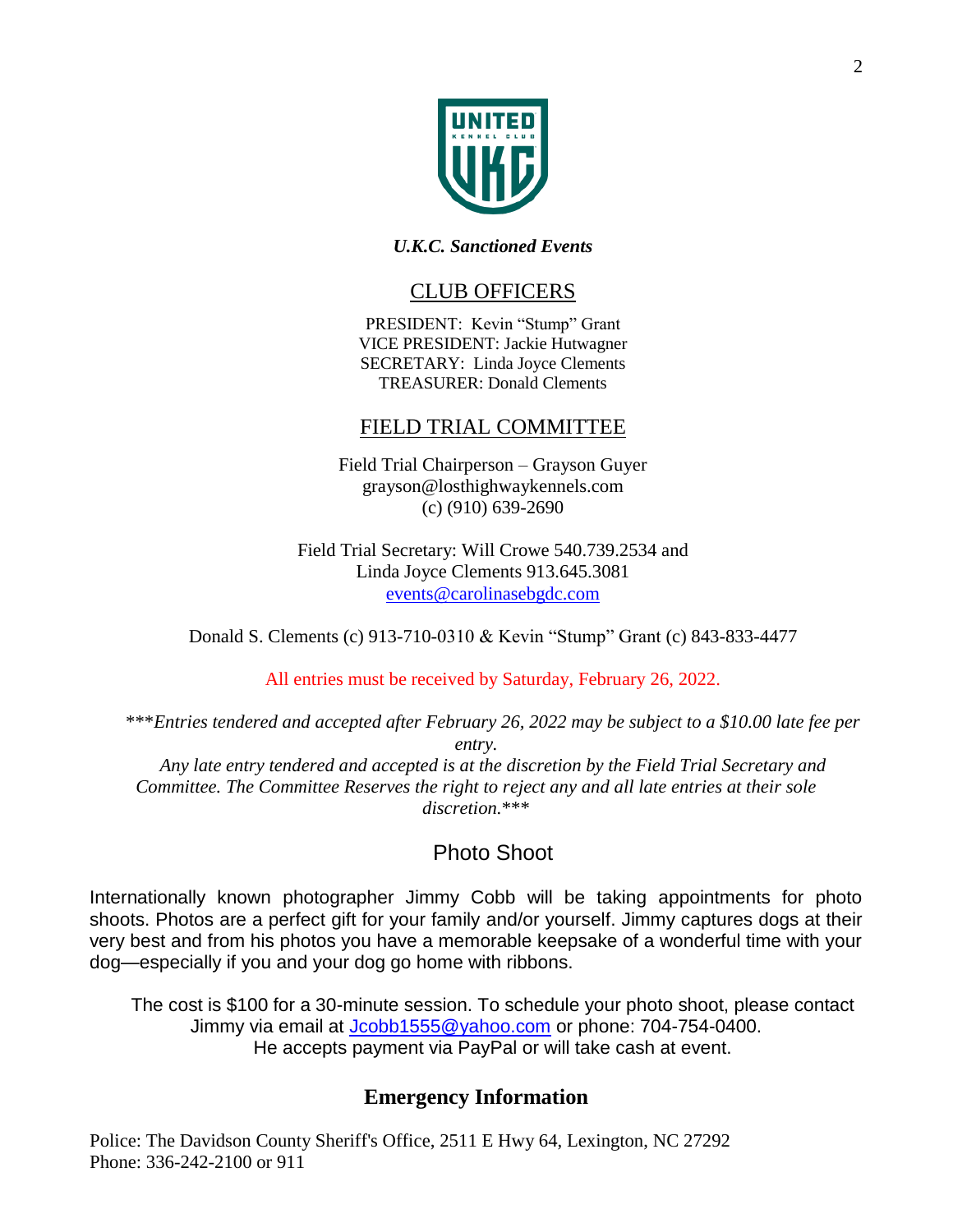*U.K.C. Sanctioned Events*

## CLUB OFFICERS

PRESIDENT: Kevin "Stump" Grant
VICE PRESIDENT: Jackie Hutwagner
SECRETARY: Linda Joyce Clements
TREASURER: Donald Clements

## FIELD TRIAL COMMITTEE

Field Trial Chairperson – Grayson Guyer
grayson@losthighwaykennels.com
(c) (910) 639-2690

Field Trial Secretary: Will Crowe 540.739.2534 and
Linda Joyce Clements 913.645.3081
events@carolinasebgdc.com

Donald S. Clements (c) 913-710-0310 & Kevin "Stump" Grant (c) 843-833-4477

All entries must be received by Saturday, February 26, 2022.

****Entries tendered and accepted after February 26, 2022 may be subject to a $10.00 late fee per entry.*
*Any late entry tendered and accepted is at the discretion by the Field Trial Secretary and Committee. The Committee Reserves the right to reject any and all late entries at their sole discretion.****

## Photo Shoot

Internationally known photographer Jimmy Cobb will be taking appointments for photo shoots. Photos are a perfect gift for your family and/or yourself. Jimmy captures dogs at their very best and from his photos you have a memorable keepsake of a wonderful time with your dog—especially if you and your dog go home with ribbons.

The cost is $100 for a 30-minute session. To schedule your photo shoot, please contact Jimmy via email at Jcobb1555@yahoo.com or phone: 704-754-0400.
He accepts payment via PayPal or will take cash at event.

## Emergency Information

Police: The Davidson County Sheriff's Office, 2511 E Hwy 64, Lexington, NC 27292
Phone: 336-242-2100 or 911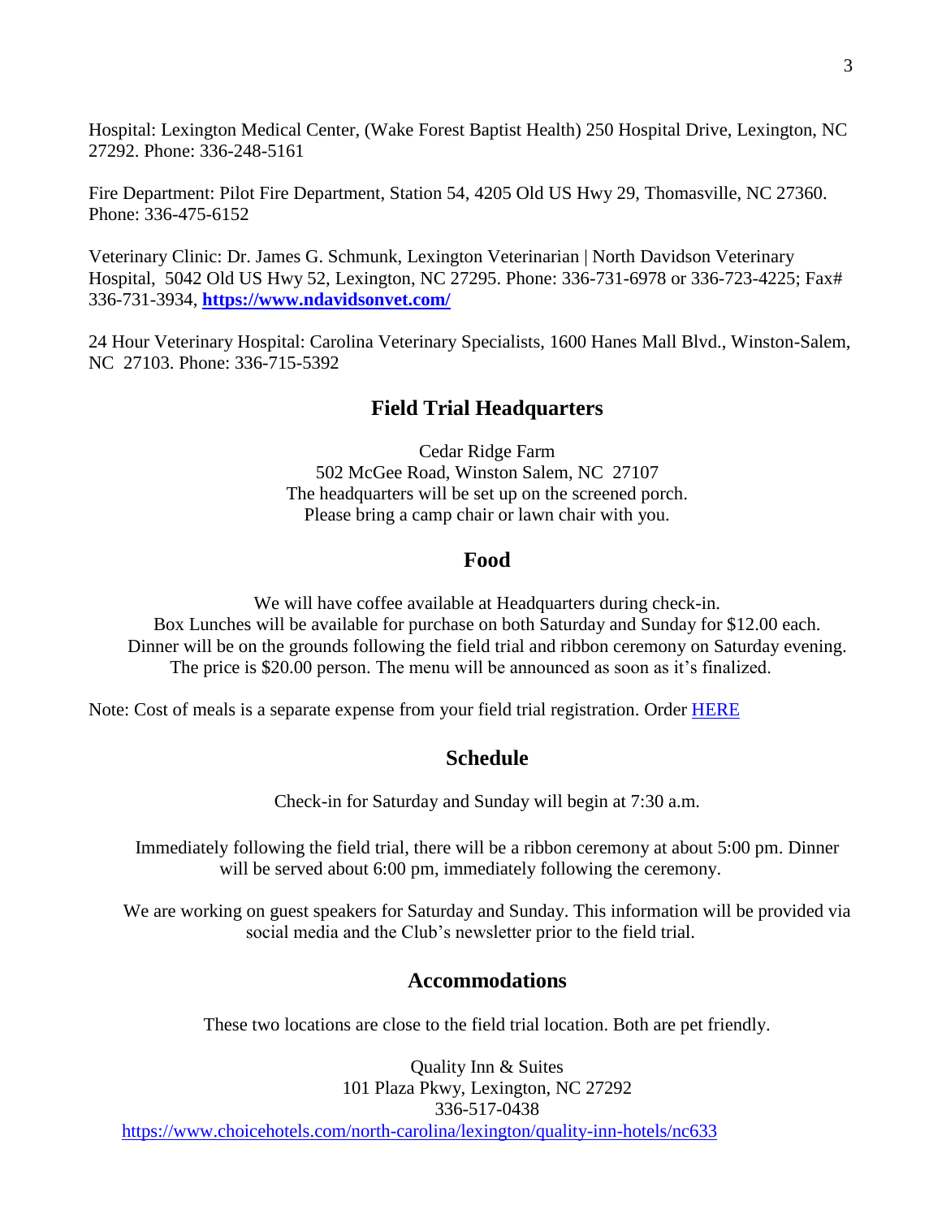Hospital: Lexington Medical Center, (Wake Forest Baptist Health) 250 Hospital Drive, Lexington, NC 27292. Phone: 336-248-5161

Fire Department: Pilot Fire Department, Station 54, 4205 Old US Hwy 29, Thomasville, NC 27360. Phone: 336-475-6152

Veterinary Clinic: Dr. James G. Schmunk, Lexington Veterinarian | North Davidson Veterinary Hospital, 5042 Old US Hwy 52, Lexington, NC 27295. Phone: 336-731-6978 or 336-723-4225; Fax# 336-731-3934, **[https://www.ndavidsonvet.com/](https://www.ndavidsonvet.com/)**

24 Hour Veterinary Hospital: Carolina Veterinary Specialists, 1600 Hanes Mall Blvd., Winston-Salem, NC 27103. Phone: 336-715-5392

## Field Trial Headquarters

Cedar Ridge Farm
502 McGee Road, Winston Salem, NC 27107
The headquarters will be set up on the screened porch.
Please bring a camp chair or lawn chair with you.

## Food

We will have coffee available at Headquarters during check-in.
Box Lunches will be available for purchase on both Saturday and Sunday for $12.00 each.
Dinner will be on the grounds following the field trial and ribbon ceremony on Saturday evening.
The price is $20.00 person. The menu will be announced as soon as it's finalized.

Note: Cost of meals is a separate expense from your field trial registration. Order HERE

## Schedule

Check-in for Saturday and Sunday will begin at 7:30 a.m.

Immediately following the field trial, there will be a ribbon ceremony at about 5:00 pm. Dinner will be served about 6:00 pm, immediately following the ceremony.

We are working on guest speakers for Saturday and Sunday. This information will be provided via social media and the Club's newsletter prior to the field trial.

## Accommodations

These two locations are close to the field trial location. Both are pet friendly.

Quality Inn & Suites
101 Plaza Pkwy, Lexington, NC 27292
336-517-0438
[https://www.choicehotels.com/north-carolina/lexington/quality-inn-hotels/nc633](https://www.choicehotels.com/north-carolina/lexington/quality-inn-hotels/nc633)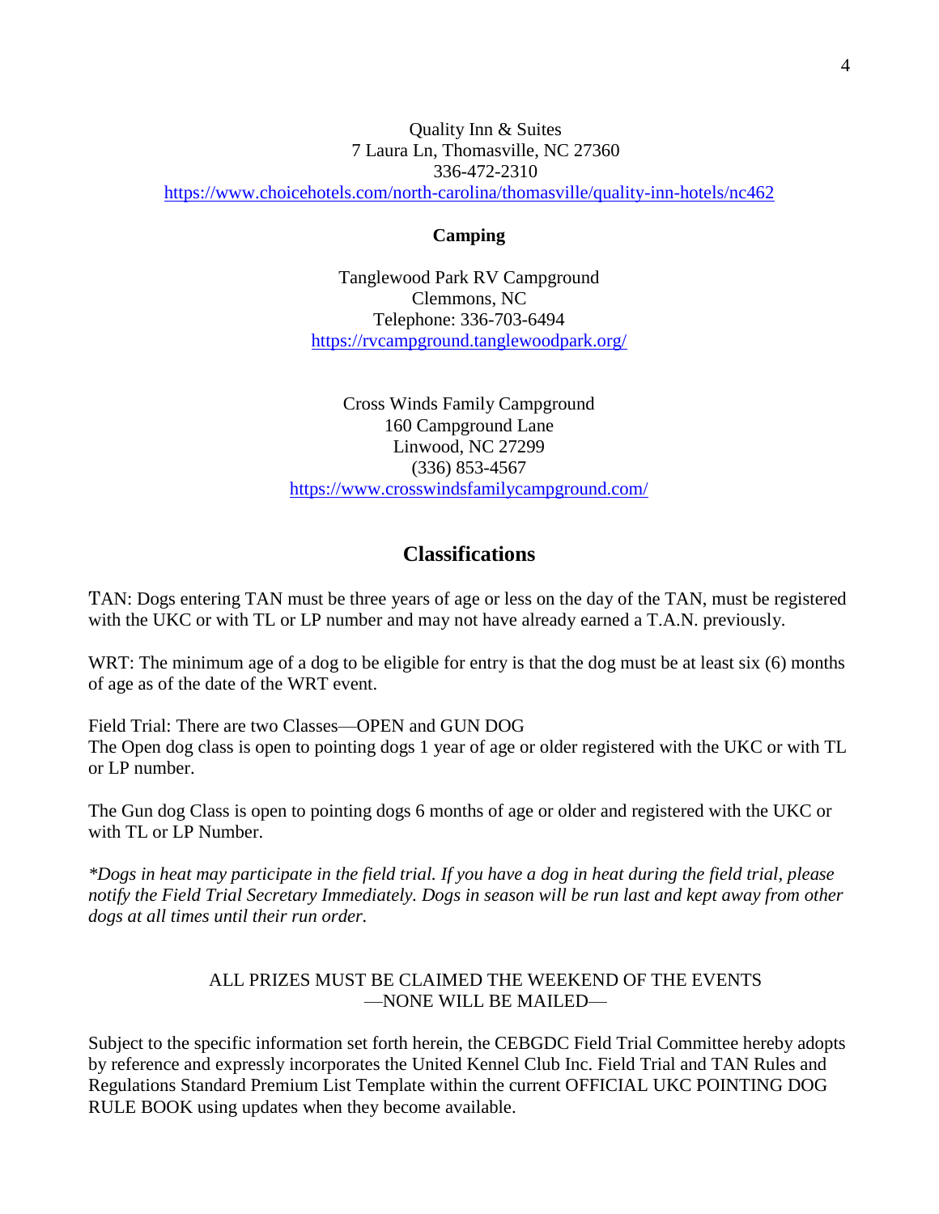Quality Inn & Suites
7 Laura Ln, Thomasville, NC 27360
336-472-2310
https://www.choicehotels.com/north-carolina/thomasville/quality-inn-hotels/nc462

**Camping**

Tanglewood Park RV Campground
Clemmons, NC
Telephone: 336-703-6494
https://rvcampground.tanglewoodpark.org/

Cross Winds Family Campground
160 Campground Lane
Linwood, NC 27299
(336) 853-4567
https://www.crosswindsfamilycampground.com/

## Classifications

TAN: Dogs entering TAN must be three years of age or less on the day of the TAN, must be registered with the UKC or with TL or LP number and may not have already earned a T.A.N. previously.

WRT: The minimum age of a dog to be eligible for entry is that the dog must be at least six (6) months of age as of the date of the WRT event.

Field Trial: There are two Classes—OPEN and GUN DOG
The Open dog class is open to pointing dogs 1 year of age or older registered with the UKC or with TL or LP number.

The Gun dog Class is open to pointing dogs 6 months of age or older and registered with the UKC or with TL or LP Number.

*\*Dogs in heat may participate in the field trial. If you have a dog in heat during the field trial, please notify the Field Trial Secretary Immediately. Dogs in season will be run last and kept away from other dogs at all times until their run order.*

ALL PRIZES MUST BE CLAIMED THE WEEKEND OF THE EVENTS
—NONE WILL BE MAILED—

Subject to the specific information set forth herein, the CEBGDC Field Trial Committee hereby adopts by reference and expressly incorporates the United Kennel Club Inc. Field Trial and TAN Rules and Regulations Standard Premium List Template within the current OFFICIAL UKC POINTING DOG RULE BOOK using updates when they become available.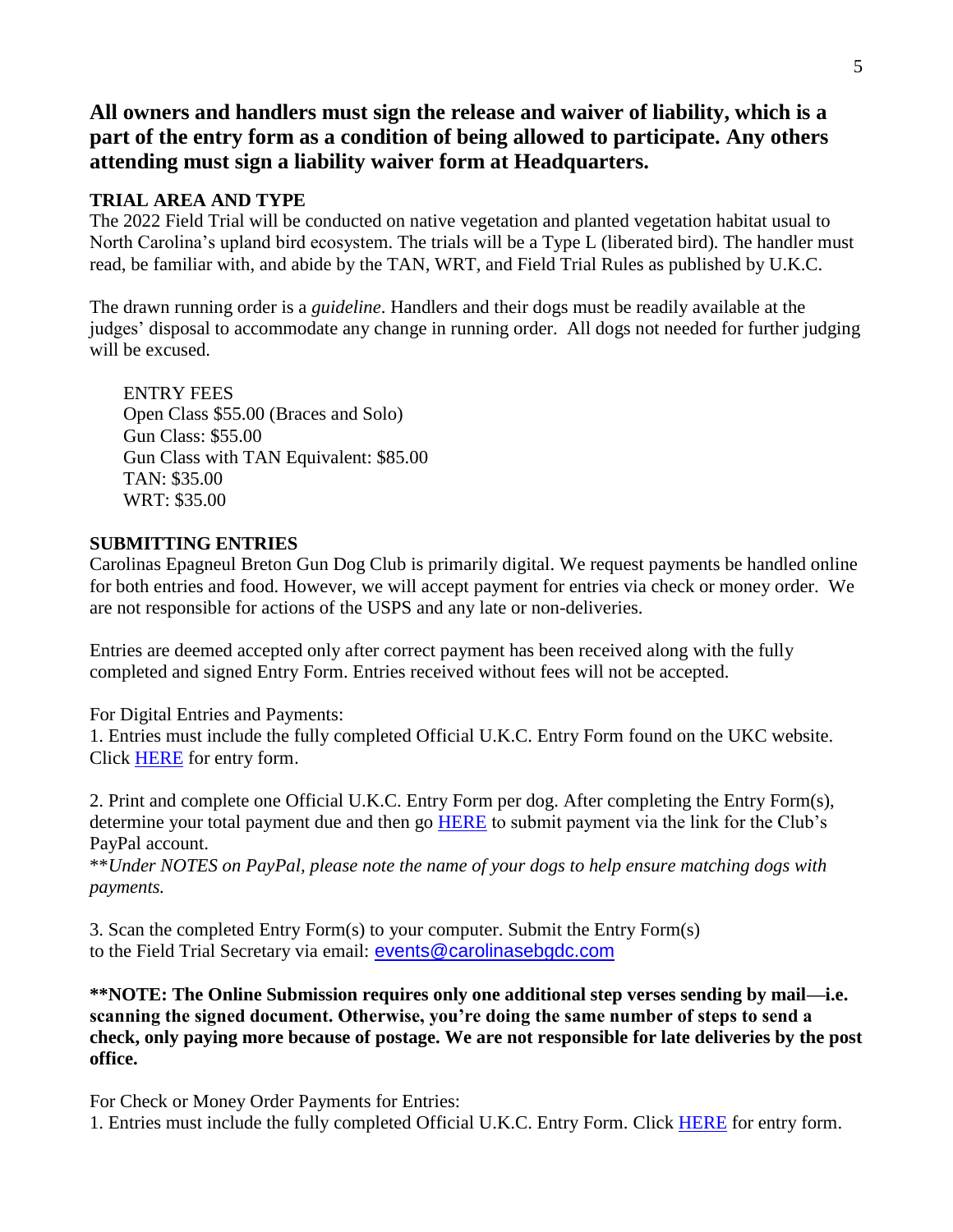## All owners and handlers must sign the release and waiver of liability, which is a part of the entry form as a condition of being allowed to participate. Any others attending must sign a liability waiver form at Headquarters.

**TRIAL AREA AND TYPE**

The 2022 Field Trial will be conducted on native vegetation and planted vegetation habitat usual to North Carolina's upland bird ecosystem. The trials will be a Type L (liberated bird). The handler must read, be familiar with, and abide by the TAN, WRT, and Field Trial Rules as published by U.K.C.

The drawn running order is a *guideline*. Handlers and their dogs must be readily available at the judges' disposal to accommodate any change in running order. All dogs not needed for further judging will be excused.

ENTRY FEES
Open Class $55.00 (Braces and Solo)
Gun Class: $55.00
Gun Class with TAN Equivalent: $85.00
TAN: $35.00
WRT: $35.00

**SUBMITTING ENTRIES**

Carolinas Epagneul Breton Gun Dog Club is primarily digital. We request payments be handled online for both entries and food. However, we will accept payment for entries via check or money order. We are not responsible for actions of the USPS and any late or non-deliveries.

Entries are deemed accepted only after correct payment has been received along with the fully completed and signed Entry Form. Entries received without fees will not be accepted.

For Digital Entries and Payments:

1. Entries must include the fully completed Official U.K.C. Entry Form found on the UKC website. Click HERE for entry form.

2. Print and complete one Official U.K.C. Entry Form per dog. After completing the Entry Form(s), determine your total payment due and then go HERE to submit payment via the link for the Club's PayPal account.
\*\**Under NOTES on PayPal, please note the name of your dogs to help ensure matching dogs with payments.*

3. Scan the completed Entry Form(s) to your computer. Submit the Entry Form(s) to the Field Trial Secretary via email: events@carolinasebgdc.com

**\*\*NOTE: The Online Submission requires only one additional step verses sending by mail—i.e. scanning the signed document. Otherwise, you're doing the same number of steps to send a check, only paying more because of postage. We are not responsible for late deliveries by the post office.**

For Check or Money Order Payments for Entries:

1. Entries must include the fully completed Official U.K.C. Entry Form. Click HERE for entry form.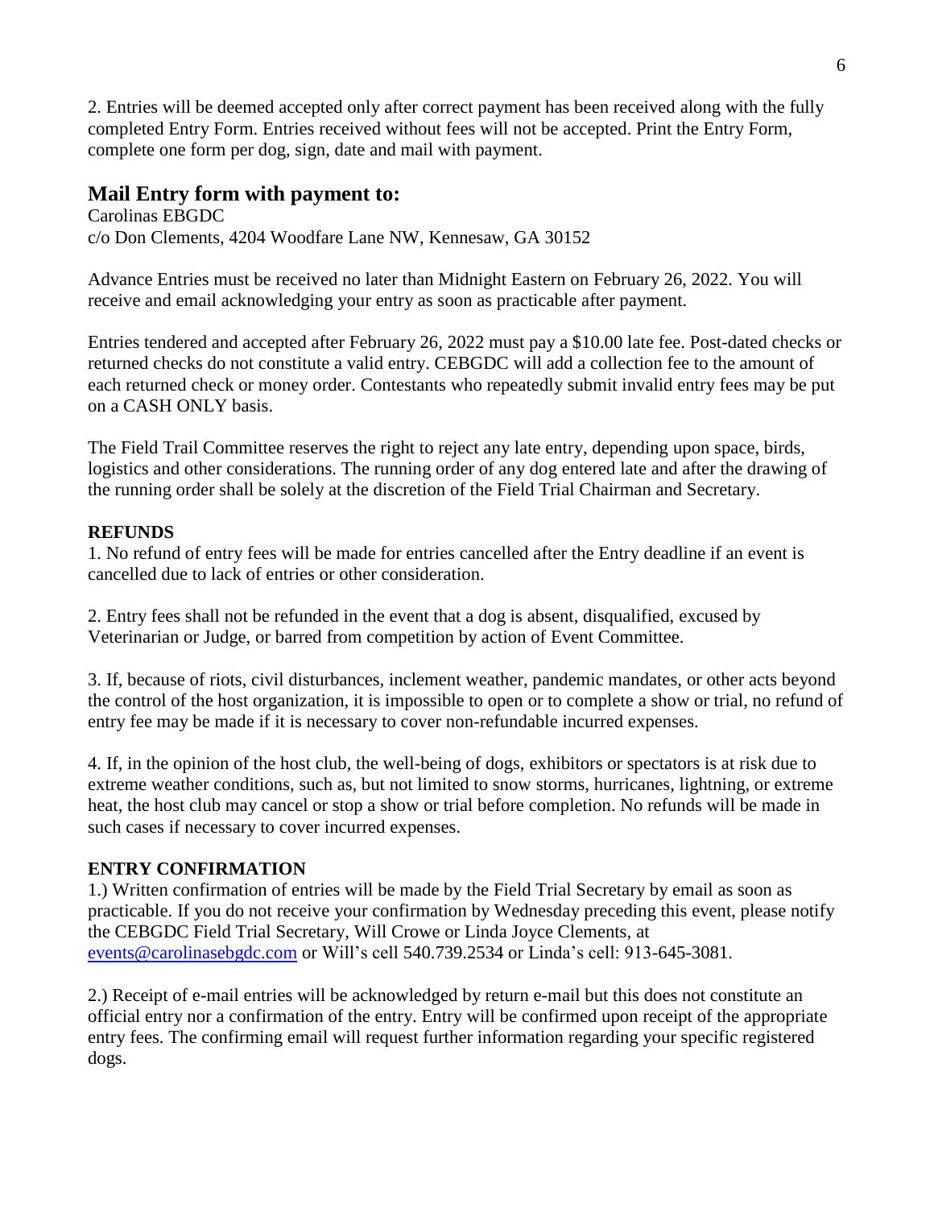2. Entries will be deemed accepted only after correct payment has been received along with the fully completed Entry Form. Entries received without fees will not be accepted. Print the Entry Form, complete one form per dog, sign, date and mail with payment.

## Mail Entry form with payment to:

Carolinas EBGDC
c/o Don Clements, 4204 Woodfare Lane NW, Kennesaw, GA 30152

Advance Entries must be received no later than Midnight Eastern on February 26, 2022. You will receive and email acknowledging your entry as soon as practicable after payment.

Entries tendered and accepted after February 26, 2022 must pay a $10.00 late fee. Post-dated checks or returned checks do not constitute a valid entry. CEBGDC will add a collection fee to the amount of each returned check or money order. Contestants who repeatedly submit invalid entry fees may be put on a CASH ONLY basis.

The Field Trail Committee reserves the right to reject any late entry, depending upon space, birds, logistics and other considerations. The running order of any dog entered late and after the drawing of the running order shall be solely at the discretion of the Field Trial Chairman and Secretary.

**REFUNDS**

1. No refund of entry fees will be made for entries cancelled after the Entry deadline if an event is cancelled due to lack of entries or other consideration.

2. Entry fees shall not be refunded in the event that a dog is absent, disqualified, excused by Veterinarian or Judge, or barred from competition by action of Event Committee.

3. If, because of riots, civil disturbances, inclement weather, pandemic mandates, or other acts beyond the control of the host organization, it is impossible to open or to complete a show or trial, no refund of entry fee may be made if it is necessary to cover non-refundable incurred expenses.

4. If, in the opinion of the host club, the well-being of dogs, exhibitors or spectators is at risk due to extreme weather conditions, such as, but not limited to snow storms, hurricanes, lightning, or extreme heat, the host club may cancel or stop a show or trial before completion. No refunds will be made in such cases if necessary to cover incurred expenses.

**ENTRY CONFIRMATION**

1.) Written confirmation of entries will be made by the Field Trial Secretary by email as soon as practicable. If you do not receive your confirmation by Wednesday preceding this event, please notify the CEBGDC Field Trial Secretary, Will Crowe or Linda Joyce Clements, at events@carolinasebgdc.com or Will's cell 540.739.2534 or Linda's cell: 913-645-3081.

2.) Receipt of e-mail entries will be acknowledged by return e-mail but this does not constitute an official entry nor a confirmation of the entry. Entry will be confirmed upon receipt of the appropriate entry fees. The confirming email will request further information regarding your specific registered dogs.